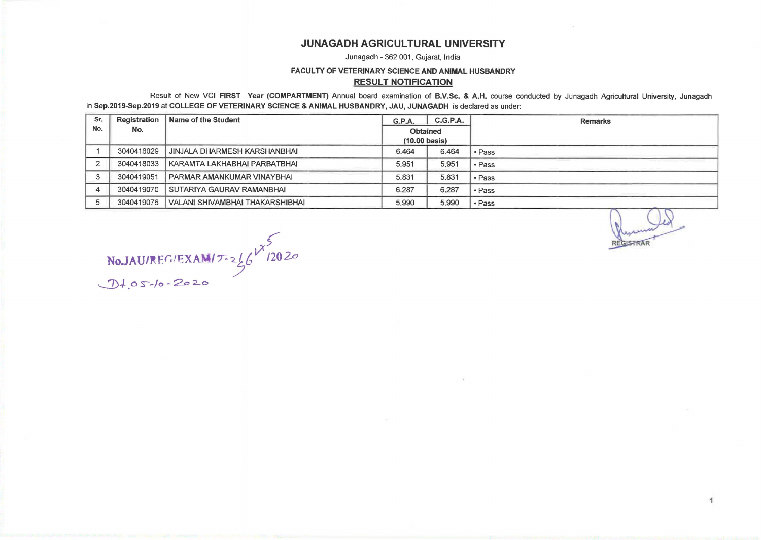# JUNAGADH AGRICULTURAL UNIVERSITY

Junagadh - 362 001, Gujarat, India

### FACULTY OF VETERINARY SCIENCE AND ANIMAL HUSBANDRY

## RESULT NOTIFICATION

Result of New VCI **FIRST Year (COMPARTMENT)** Annual board examination of **B.V.Sc. & A.H.** course conducted by Junagadh Agricultural University, Junagadh in **Sep.2019-Sep.2019** at **COLLEGE OF VETERINARY SCIENCE & ANIMAL HUSBANDRY, JAU, JUNAGADH** is declared as under:

| Sr. No. | Registration No. | Name of the Student | G.P.A. | C.G.P.A. | Remarks |
|---|---|---|---|---|---|
| | | | Obtained (10.00 basis) | | |
| 1 | 3040418029 | JINJALA DHARMESH KARSHANBHAI | 6.464 | 6.464 | • Pass |
| 2 | 3040418033 | KARAMTA LAKHABHAI PARBATBHAI | 5.951 | 5.951 | • Pass |
| 3 | 3040419051 | PARMAR AMANKUMAR VINAYBHAI | 5.831 | 5.831 | • Pass |
| 4 | 3040419070 | SUTARIYA GAURAV RAMANBHAI | 6.287 | 6.287 | • Pass |
| 5 | 3040419076 | VALANI SHIVAMBHAI THAKARSHIBHAI | 5.990 | 5.990 | • Pass |

REGISTRAR

No.JAU/REG/EXAM/T-2665/2020

Dt.05-10-2020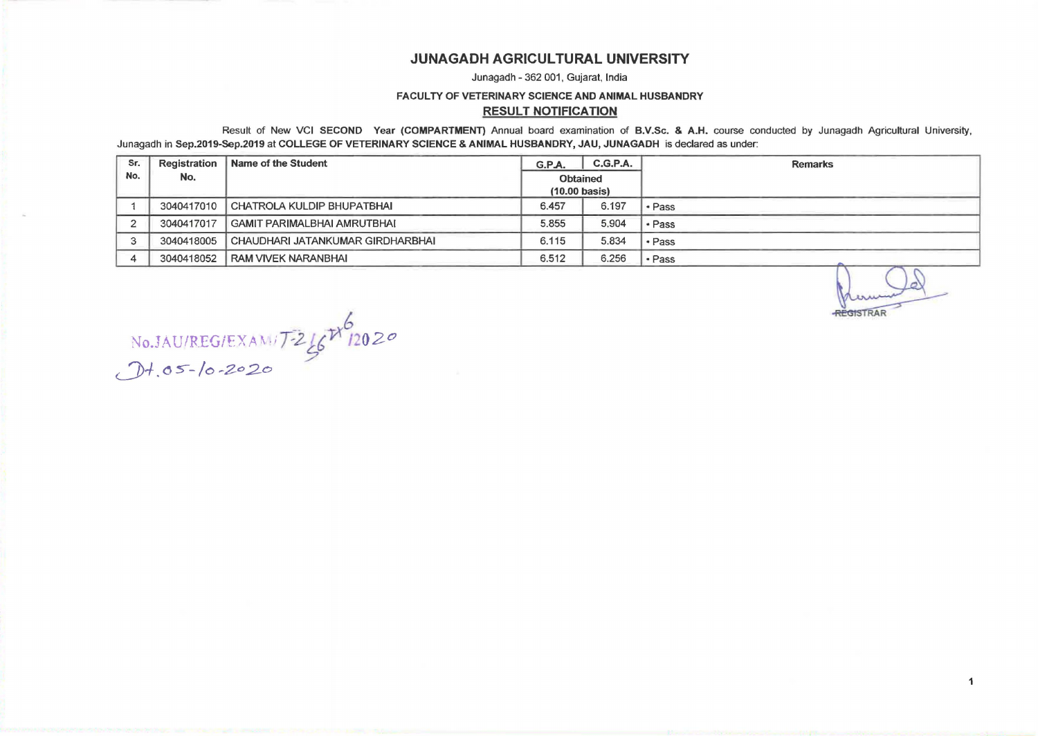# JUNAGADH AGRICULTURAL UNIVERSITY

Junagadh - 362 001, Gujarat, India

**FACULTY OF VETERINARY SCIENCE AND ANIMAL HUSBANDRY**

## RESULT NOTIFICATION

Result of New VCI **SECOND Year (COMPARTMENT)** Annual board examination of **B.V.Sc. & A.H.** course conducted by Junagadh Agricultural University, Junagadh in **Sep.2019-Sep.2019** at **COLLEGE OF VETERINARY SCIENCE & ANIMAL HUSBANDRY, JAU, JUNAGADH** is declared as under:

| Sr. No. | Registration No. | Name of the Student | G.P.A. | C.G.P.A. | Remarks |
|---|---|---|---|---|---|
| | | | Obtained (10.00 basis) | | |
| 1 | 3040417010 | CHATROLA KULDIP BHUPATBHAI | 6.457 | 6.197 | • Pass |
| 2 | 3040417017 | GAMIT PARIMALBHAI AMRUTBHAI | 5.855 | 5.904 | • Pass |
| 3 | 3040418005 | CHAUDHARI JATANKUMAR GIRDHARBHAI | 6.115 | 5.834 | • Pass |
| 4 | 3040418052 | RAM VIVEK NARANBHAI | 6.512 | 6.256 | • Pass |

REGISTRAR

No.JAU/REG/EXAM/T-2/66/2020
Dt.05-10-2020